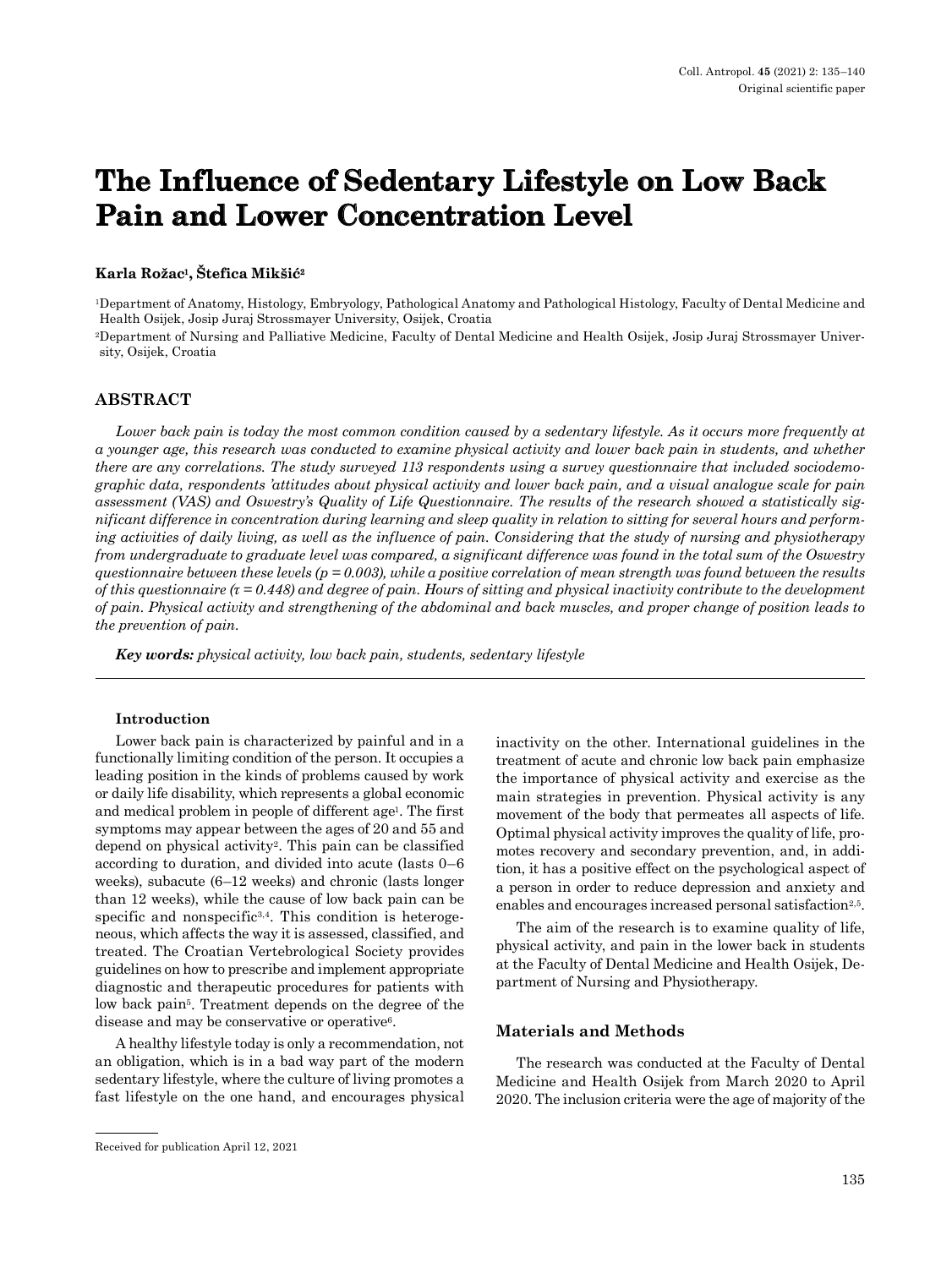Original scientific paper

# The Influence of Sedentary Lifestyle on Low Back Pain and Lower Concentration Level

**Karla Rožac[1], Štefica Mikšić[2]**

[1]Department of Anatomy, Histology, Embryology, Pathological Anatomy and Pathological Histology, Faculty of Dental Medicine and Health Osijek, Josip Juraj Strossmayer University, Osijek, Croatia

[2]Department of Nursing and Palliative Medicine, Faculty of Dental Medicine and Health Osijek, Josip Juraj Strossmayer University, Osijek, Croatia

## ABSTRACT

*Lower back pain is today the most common condition caused by a sedentary lifestyle. As it occurs more frequently at a younger age, this research was conducted to examine physical activity and lower back pain in students, and whether there are any correlations. The study surveyed 113 respondents using a survey questionnaire that included sociodemographic data, respondents 'attitudes about physical activity and lower back pain, and a visual analogue scale for pain assessment (VAS) and Oswestry's Quality of Life Questionnaire. The results of the research showed a statistically significant difference in concentration during learning and sleep quality in relation to sitting for several hours and performing activities of daily living, as well as the influence of pain. Considering that the study of nursing and physiotherapy from undergraduate to graduate level was compared, a significant difference was found in the total sum of the Oswestry questionnaire between these levels ($p = 0.003$), while a positive correlation of mean strength was found between the results of this questionnaire ($\tau = 0.448$) and degree of pain. Hours of sitting and physical inactivity contribute to the development of pain. Physical activity and strengthening of the abdominal and back muscles, and proper change of position leads to the prevention of pain.*

***Key words:*** *physical activity, low back pain, students, sedentary lifestyle*

### Introduction

Lower back pain is characterized by painful and in a functionally limiting condition of the person. It occupies a leading position in the kinds of problems caused by work or daily life disability, which represents a global economic and medical problem in people of different age[1]. The first symptoms may appear between the ages of 20 and 55 and depend on physical activity[2]. This pain can be classified according to duration, and divided into acute (lasts 0–6 weeks), subacute (6–12 weeks) and chronic (lasts longer than 12 weeks), while the cause of low back pain can be specific and nonspecific[3,4]. This condition is heterogeneous, which affects the way it is assessed, classified, and treated. The Croatian Vertebrological Society provides guidelines on how to prescribe and implement appropriate diagnostic and therapeutic procedures for patients with low back pain[5]. Treatment depends on the degree of the disease and may be conservative or operative[6].

A healthy lifestyle today is only a recommendation, not an obligation, which is in a bad way part of the modern sedentary lifestyle, where the culture of living promotes a fast lifestyle on the one hand, and encourages physical inactivity on the other. International guidelines in the treatment of acute and chronic low back pain emphasize the importance of physical activity and exercise as the main strategies in prevention. Physical activity is any movement of the body that permeates all aspects of life. Optimal physical activity improves the quality of life, promotes recovery and secondary prevention, and, in addition, it has a positive effect on the psychological aspect of a person in order to reduce depression and anxiety and enables and encourages increased personal satisfaction[2,5].

The aim of the research is to examine quality of life, physical activity, and pain in the lower back in students at the Faculty of Dental Medicine and Health Osijek, Department of Nursing and Physiotherapy.

## Materials and Methods

The research was conducted at the Faculty of Dental Medicine and Health Osijek from March 2020 to April 2020. The inclusion criteria were the age of majority of the

Received for publication April 12, 2021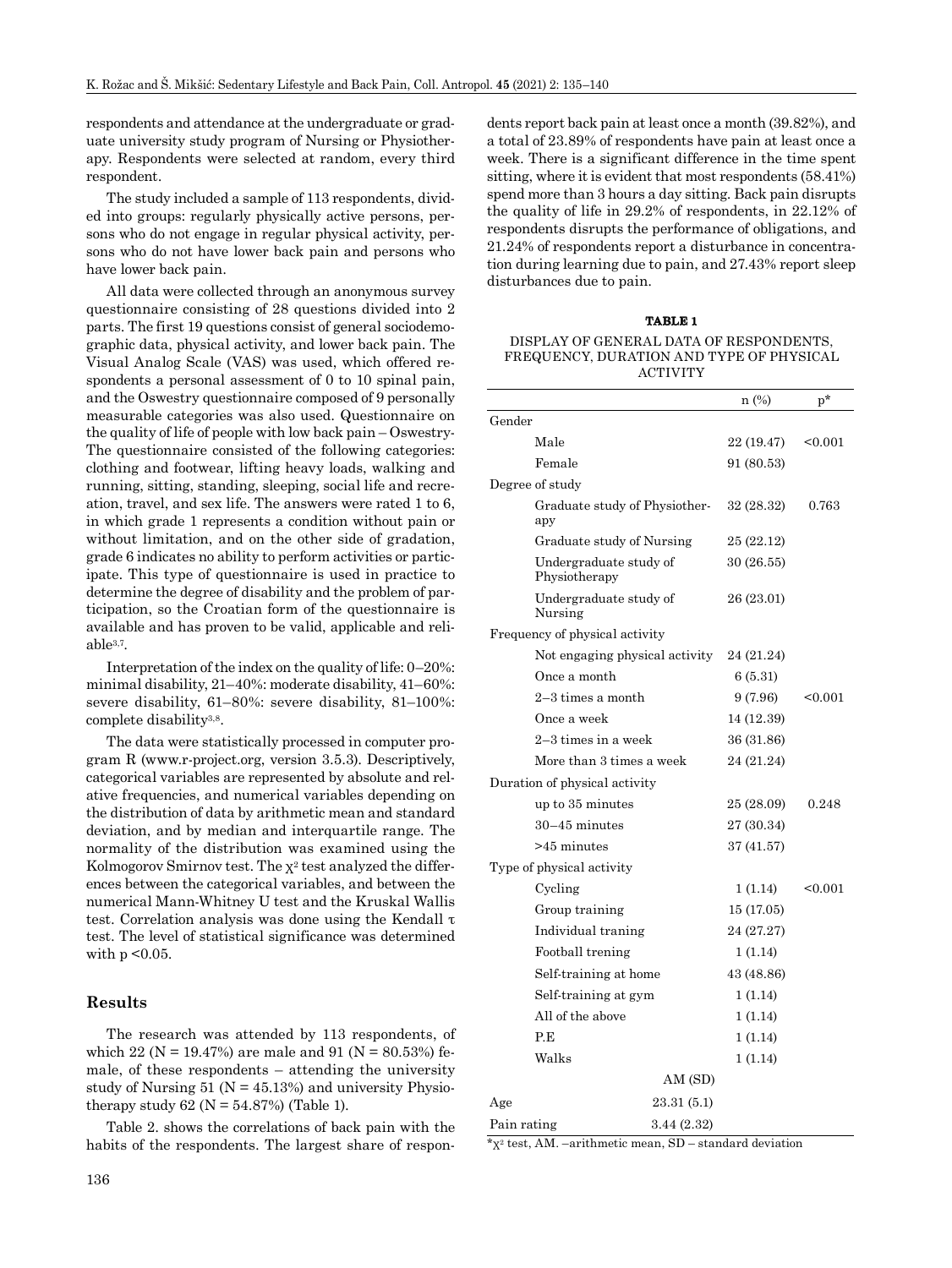respondents and attendance at the undergraduate or graduate university study program of Nursing or Physiotherapy. Respondents were selected at random, every third respondent.

The study included a sample of 113 respondents, divided into groups: regularly physically active persons, persons who do not engage in regular physical activity, persons who do not have lower back pain and persons who have lower back pain.

All data were collected through an anonymous survey questionnaire consisting of 28 questions divided into 2 parts. The first 19 questions consist of general sociodemographic data, physical activity, and lower back pain. The Visual Analog Scale (VAS) was used, which offered respondents a personal assessment of 0 to 10 spinal pain, and the Oswestry questionnaire composed of 9 personally measurable categories was also used. Questionnaire on the quality of life of people with low back pain – Oswestry- The questionnaire consisted of the following categories: clothing and footwear, lifting heavy loads, walking and running, sitting, standing, sleeping, social life and recreation, travel, and sex life. The answers were rated 1 to 6, in which grade 1 represents a condition without pain or without limitation, and on the other side of gradation, grade 6 indicates no ability to perform activities or participate. This type of questionnaire is used in practice to determine the degree of disability and the problem of participation, so the Croatian form of the questionnaire is available and has proven to be valid, applicable and reliable[3,7].

Interpretation of the index on the quality of life: 0–20%: minimal disability, 21–40%: moderate disability, 41–60%: severe disability, 61–80%: severe disability, 81–100%: complete disability[3,8].

The data were statistically processed in computer program R (www.r-project.org, version 3.5.3). Descriptively, categorical variables are represented by absolute and relative frequencies, and numerical variables depending on the distribution of data by arithmetic mean and standard deviation, and by median and interquartile range. The normality of the distribution was examined using the Kolmogorov Smirnov test. The $\chi^2$ test analyzed the differences between the categorical variables, and between the numerical Mann-Whitney U test and the Kruskal Wallis test. Correlation analysis was done using the Kendall $\tau$ test. The level of statistical significance was determined with $p < 0.05$.

## Results

The research was attended by 113 respondents, of which 22 (N = 19.47%) are male and 91 (N = 80.53%) female, of these respondents – attending the university study of Nursing 51 (N = 45.13%) and university Physiotherapy study 62 (N = 54.87%) (Table 1).

Table 2. shows the correlations of back pain with the habits of the respondents. The largest share of respondents report back pain at least once a month (39.82%), and a total of 23.89% of respondents have pain at least once a week. There is a significant difference in the time spent sitting, where it is evident that most respondents (58.41%) spend more than 3 hours a day sitting. Back pain disrupts the quality of life in 29.2% of respondents, in 22.12% of respondents disrupts the performance of obligations, and 21.24% of respondents report a disturbance in concentration during learning due to pain, and 27.43% report sleep disturbances due to pain.

**TABLE 1**

DISPLAY OF GENERAL DATA OF RESPONDENTS, FREQUENCY, DURATION AND TYPE OF PHYSICAL ACTIVITY

| | n (%) | p* |
|---|---|---|
| Gender | | |
| Male | 22 (19.47) | <0.001 |
| Female | 91 (80.53) | |
| Degree of study | | |
| Graduate study of Physiotherapy | 32 (28.32) | 0.763 |
| Graduate study of Nursing | 25 (22.12) | |
| Undergraduate study of Physiotherapy | 30 (26.55) | |
| Undergraduate study of Nursing | 26 (23.01) | |
| Frequency of physical activity | | |
| Not engaging physical activity | 24 (21.24) | |
| Once a month | 6 (5.31) | |
| 2–3 times a month | 9 (7.96) | <0.001 |
| Once a week | 14 (12.39) | |
| 2–3 times in a week | 36 (31.86) | |
| More than 3 times a week | 24 (21.24) | |
| Duration of physical activity | | |
| up to 35 minutes | 25 (28.09) | 0.248 |
| 30–45 minutes | 27 (30.34) | |
| >45 minutes | 37 (41.57) | |
| Type of physical activity | | |
| Cycling | 1 (1.14) | <0.001 |
| Group training | 15 (17.05) | |
| Individual traning | 24 (27.27) | |
| Football trening | 1 (1.14) | |
| Self-training at home | 43 (48.86) | |
| Self-training at gym | 1 (1.14) | |
| All of the above | 1 (1.14) | |
| P.E | 1 (1.14) | |
| Walks | 1 (1.14) | |
| | AM (SD) | |
| Age | 23.31 (5.1) | |
| Pain rating | 3.44 (2.32) | |

*$\chi^2$ test, AM. –arithmetic mean, SD – standard deviation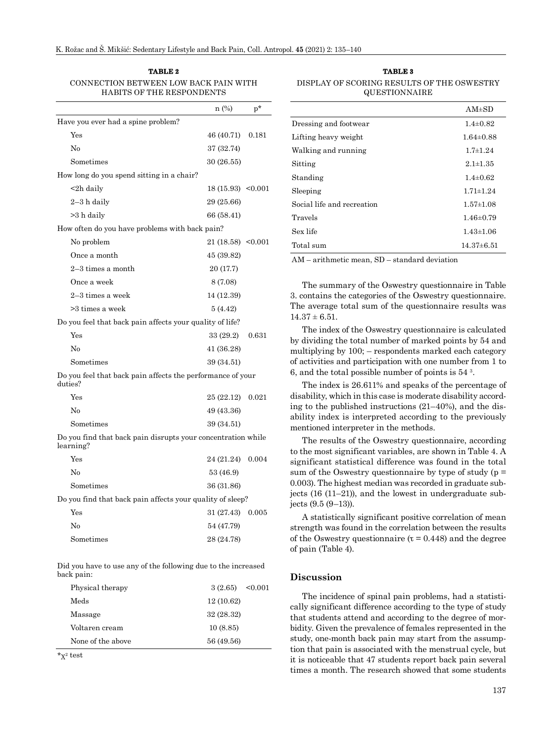**TABLE 2**

CONNECTION BETWEEN LOW BACK PAIN WITH HABITS OF THE RESPONDENTS

| | n (%) | p* |
|---|---|---|
| Have you ever had a spine problem? | | |
| Yes | 46 (40.71) | 0.181 |
| No | 37 (32.74) | |
| Sometimes | 30 (26.55) | |
| How long do you spend sitting in a chair? | | |
| <2h daily | 18 (15.93) | <0.001 |
| 2–3 h daily | 29 (25.66) | |
| >3 h daily | 66 (58.41) | |
| How often do you have problems with back pain? | | |
| No problem | 21 (18.58) | <0.001 |
| Once a month | 45 (39.82) | |
| 2–3 times a month | 20 (17.7) | |
| Once a week | 8 (7.08) | |
| 2–3 times a week | 14 (12.39) | |
| >3 times a week | 5 (4.42) | |
| Do you feel that back pain affects your quality of life? | | |
| Yes | 33 (29.2) | 0.631 |
| No | 41 (36.28) | |
| Sometimes | 39 (34.51) | |
| Do you feel that back pain affects the performance of your duties? | | |
| Yes | 25 (22.12) | 0.021 |
| No | 49 (43.36) | |
| Sometimes | 39 (34.51) | |
| Do you find that back pain disrupts your concentration while learning? | | |
| Yes | 24 (21.24) | 0.004 |
| No | 53 (46.9) | |
| Sometimes | 36 (31.86) | |
| Do you find that back pain affects your quality of sleep? | | |
| Yes | 31 (27.43) | 0.005 |
| No | 54 (47.79) | |
| Sometimes | 28 (24.78) | |
| Did you have to use any of the following due to the increased back pain: | | |
| Physical therapy | 3 (2.65) | <0.001 |
| Meds | 12 (10.62) | |
| Massage | 32 (28.32) | |
| Voltaren cream | 10 (8.85) | |
| None of the above | 56 (49.56) | |

*$\chi^2$ test

**TABLE 3**

DISPLAY OF SCORING RESULTS OF THE OSWESTRY QUESTIONNAIRE

| | AM±SD |
|---|---|
| Dressing and footwear | 1.4±0.82 |
| Lifting heavy weight | 1.64±0.88 |
| Walking and running | 1.7±1.24 |
| Sitting | 2.1±1.35 |
| Standing | 1.4±0.62 |
| Sleeping | 1.71±1.24 |
| Social life and recreation | 1.57±1.08 |
| Travels | 1.46±0.79 |
| Sex life | 1.43±1.06 |
| Total sum | 14.37±6.51 |

AM – arithmetic mean, SD – standard deviation

The summary of the Oswestry questionnaire in Table 3. contains the categories of the Oswestry questionnaire. The average total sum of the questionnaire results was 14.37 ± 6.51.

The index of the Oswestry questionnaire is calculated by dividing the total number of marked points by 54 and multiplying by 100; – respondents marked each category of activities and participation with one number from 1 to 6, and the total possible number of points is 54 [3].

The index is 26.611% and speaks of the percentage of disability, which in this case is moderate disability according to the published instructions (21–40%), and the disability index is interpreted according to the previously mentioned interpreter in the methods.

The results of the Oswestry questionnaire, according to the most significant variables, are shown in Table 4. A significant statistical difference was found in the total sum of the Oswestry questionnaire by type of study ($p = 0.003$). The highest median was recorded in graduate subjects (16 (11–21)), and the lowest in undergraduate subjects (9.5 (9–13)).

A statistically significant positive correlation of mean strength was found in the correlation between the results of the Oswestry questionnaire ($\tau = 0.448$) and the degree of pain (Table 4).

## Discussion

The incidence of spinal pain problems, had a statistically significant difference according to the type of study that students attend and according to the degree of morbidity. Given the prevalence of females represented in the study, one-month back pain may start from the assumption that pain is associated with the menstrual cycle, but it is noticeable that 47 students report back pain several times a month. The research showed that some students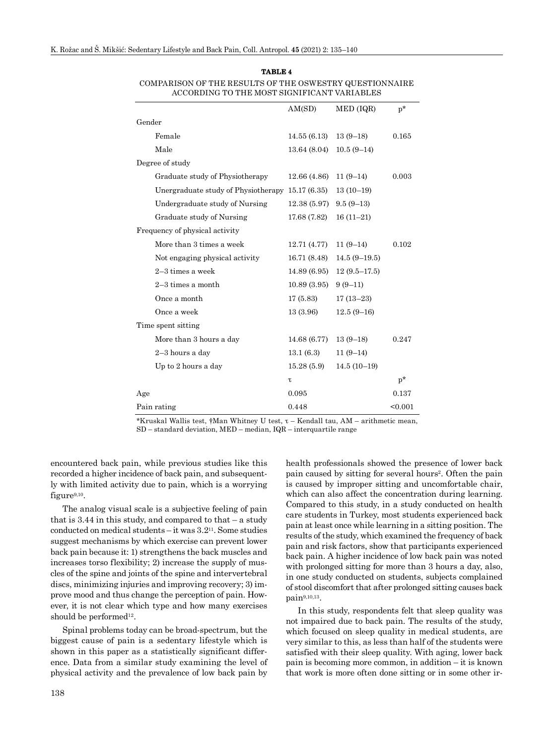**TABLE 4**

COMPARISON OF THE RESULTS OF THE OSWESTRY QUESTIONNAIRE ACCORDING TO THE MOST SIGNIFICANT VARIABLES

| | AM(SD) | MED (IQR) | p* |
|---|---|---|---|
| Gender | | | |
| Female | 14.55 (6.13) | 13 (9–18) | 0.165 |
| Male | 13.64 (8.04) | 10.5 (9–14) | |
| Degree of study | | | |
| Graduate study of Physiotherapy | 12.66 (4.86) | 11 (9–14) | 0.003 |
| Unergraduate study of Physiotherapy | 15.17 (6.35) | 13 (10–19) | |
| Undergraduate study of Nursing | 12.38 (5.97) | 9.5 (9–13) | |
| Graduate study of Nursing | 17.68 (7.82) | 16 (11–21) | |
| Frequency of physical activity | | | |
| More than 3 times a week | 12.71 (4.77) | 11 (9–14) | 0.102 |
| Not engaging physical activity | 16.71 (8.48) | 14.5 (9–19.5) | |
| 2–3 times a week | 14.89 (6.95) | 12 (9.5–17.5) | |
| 2–3 times a month | 10.89 (3.95) | 9 (9–11) | |
| Once a month | 17 (5.83) | 17 (13–23) | |
| Once a week | 13 (3.96) | 12.5 (9–16) | |
| Time spent sitting | | | |
| More than 3 hours a day | 14.68 (6.77) | 13 (9–18) | 0.247 |
| 2–3 hours a day | 13.1 (6.3) | 11 (9–14) | |
| Up to 2 hours a day | 15.28 (5.9) | 14.5 (10–19) | |
| | τ | | p* |
| Age | 0.095 | | 0.137 |
| Pain rating | 0.448 | | <0.001 |

*Kruskal Wallis test, †Man Whitney U test, τ – Kendall tau, AM – arithmetic mean, SD – standard deviation, MED – median, IQR – interquartile range

encountered back pain, while previous studies like this recorded a higher incidence of back pain, and subsequently with limited activity due to pain, which is a worrying figure[9,10].

The analog visual scale is a subjective feeling of pain that is 3.44 in this study, and compared to that – a study conducted on medical students – it was 3.2[11]. Some studies suggest mechanisms by which exercise can prevent lower back pain because it: 1) strengthens the back muscles and increases torso flexibility; 2) increase the supply of muscles of the spine and joints of the spine and intervertebral discs, minimizing injuries and improving recovery; 3) improve mood and thus change the perception of pain. However, it is not clear which type and how many exercises should be performed[12].

Spinal problems today can be broad-spectrum, but the biggest cause of pain is a sedentary lifestyle which is shown in this paper as a statistically significant difference. Data from a similar study examining the level of physical activity and the prevalence of low back pain by health professionals showed the presence of lower back pain caused by sitting for several hours[2]. Often the pain is caused by improper sitting and uncomfortable chair, which can also affect the concentration during learning. Compared to this study, in a study conducted on health care students in Turkey, most students experienced back pain at least once while learning in a sitting position. The results of the study, which examined the frequency of back pain and risk factors, show that participants experienced back pain. A higher incidence of low back pain was noted with prolonged sitting for more than 3 hours a day, also, in one study conducted on students, subjects complained of stool discomfort that after prolonged sitting causes back pain[9,10,13].

In this study, respondents felt that sleep quality was not impaired due to back pain. The results of the study, which focused on sleep quality in medical students, are very similar to this, as less than half of the students were satisfied with their sleep quality. With aging, lower back pain is becoming more common, in addition – it is known that work is more often done sitting or in some other ir-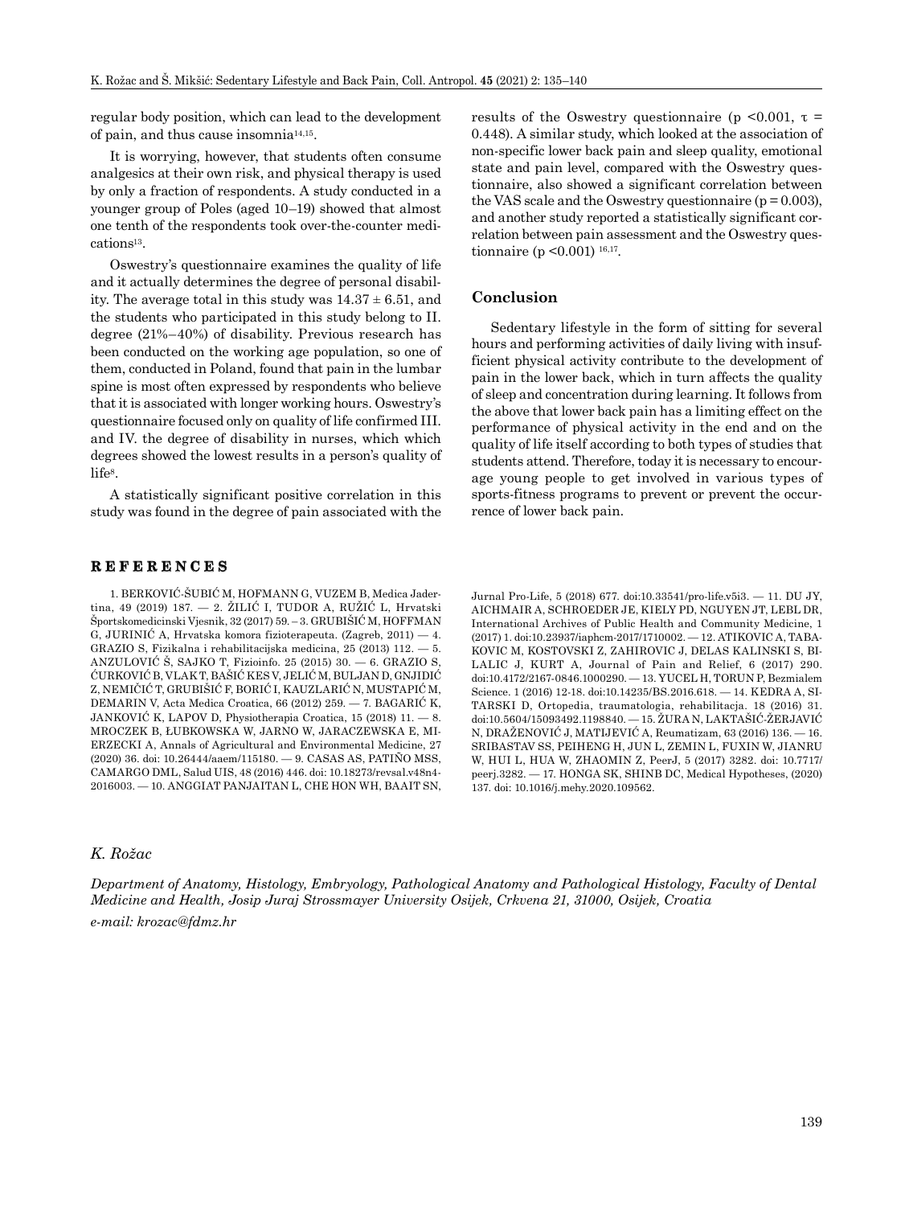regular body position, which can lead to the development of pain, and thus cause insomnia[14,15].

It is worrying, however, that students often consume analgesics at their own risk, and physical therapy is used by only a fraction of respondents. A study conducted in a younger group of Poles (aged 10–19) showed that almost one tenth of the respondents took over-the-counter medications[13].

Oswestry's questionnaire examines the quality of life and it actually determines the degree of personal disability. The average total in this study was $14.37 \pm 6.51$, and the students who participated in this study belong to II. degree (21%–40%) of disability. Previous research has been conducted on the working age population, so one of them, conducted in Poland, found that pain in the lumbar spine is most often expressed by respondents who believe that it is associated with longer working hours. Oswestry's questionnaire focused only on quality of life confirmed III. and IV. the degree of disability in nurses, which which degrees showed the lowest results in a person's quality of life[8].

A statistically significant positive correlation in this study was found in the degree of pain associated with the results of the Oswestry questionnaire ($p < 0.001$, $\tau = 0.448$). A similar study, which looked at the association of non-specific lower back pain and sleep quality, emotional state and pain level, compared with the Oswestry questionnaire, also showed a significant correlation between the VAS scale and the Oswestry questionnaire ($p = 0.003$), and another study reported a statistically significant correlation between pain assessment and the Oswestry questionnaire ($p < 0.001$) [16,17].

## Conclusion

Sedentary lifestyle in the form of sitting for several hours and performing activities of daily living with insufficient physical activity contribute to the development of pain in the lower back, which in turn affects the quality of sleep and concentration during learning. It follows from the above that lower back pain has a limiting effect on the performance of physical activity in the end and on the quality of life itself according to both types of studies that students attend. Therefore, today it is necessary to encourage young people to get involved in various types of sports-fitness programs to prevent or prevent the occurrence of lower back pain.

## REFERENCES

1. BERKOVIĆ-ŠUBIĆ M, HOFMANN G, VUZEM B, Medica Jadertina, 49 (2019) 187. — 2. ŽILIĆ I, TUDOR A, RUŽIĆ L, Hrvatski Športskomedicinski Vjesnik, 32 (2017) 59. – 3. GRUBIŠIĆ M, HOFFMAN G, JURINIĆ A, Hrvatska komora fizioterapeuta. (Zagreb, 2011) — 4. GRAZIO S, Fizikalna i rehabilitacijska medicina, 25 (2013) 112. — 5. ANZULOVIĆ Š, SAJKO T, Fizioinfo. 25 (2015) 30. — 6. GRAZIO S, ĆURKOVIĆ B, VLAK T, BAŠIĆ KES V, JELIĆ M, BULJAN D, GNJIDIĆ Z, NEMIČIĆ T, GRUBIŠIĆ F, BORIĆ I, KAUZLARIĆ N, MUSTAPIĆ M, DEMARIN V, Acta Medica Croatica, 66 (2012) 259. — 7. BAGARIĆ K, JANKOVIĆ K, LAPOV D, Physiotherapia Croatica, 15 (2018) 11. — 8. MROCZEK B, ŁUBKOWSKA W, JARNO W, JARACZEWSKA E, MIERZECKI A, Annals of Agricultural and Environmental Medicine, 27 (2020) 36. doi: 10.26444/aaem/115180. — 9. CASAS AS, PATIÑO MSS, CAMARGO DML, Salud UIS, 48 (2016) 446. doi: 10.18273/revsal.v48n4-2016003. — 10. ANGGIAT PANJAITAN L, CHE HON WH, BAAIT SN, Jurnal Pro-Life, 5 (2018) 677. doi:10.33541/pro-life.v5i3. — 11. DU JY, AICHMAIR A, SCHROEDER JE, KIELY PD, NGUYEN JT, LEBL DR, International Archives of Public Health and Community Medicine, 1 (2017) 1. doi:10.23937/iaphcm-2017/1710002. — 12. ATIKOVIC A, TABAKOVIC M, KOSTOVSKI Z, ZAHIROVIC J, DELAS KALINSKI S, BILALIC J, KURT A, Journal of Pain and Relief, 6 (2017) 290. doi:10.4172/2167-0846.1000290. — 13. YUCEL H, TORUN P, Bezmialem Science. 1 (2016) 12-18. doi:10.14235/BS.2016.618. — 14. KEDRA A, SITARSKI D, Ortopedia, traumatologia, rehabilitacja. 18 (2016) 31. doi:10.5604/15093492.1198840. — 15. ŽURA N, LAKTAŠIĆ-ŽERJAVIĆ N, DRAŽENOVIĆ J, MATIJEVIĆ A, Reumatizam, 63 (2016) 136. — 16. SRIBASTAV SS, PEIHENG H, JUN L, ZEMIN L, FUXIN W, JIANRU W, HUI L, HUA W, ZHAOMIN Z, PeerJ, 5 (2017) 3282. doi: 10.7717/peerj.3282. — 17. HONGA SK, SHINB DC, Medical Hypotheses, (2020) 137. doi: 10.1016/j.mehy.2020.109562.

*K. Rožac*

*Department of Anatomy, Histology, Embryology, Pathological Anatomy and Pathological Histology, Faculty of Dental Medicine and Health, Josip Juraj Strossmayer University Osijek, Crkvena 21, 31000, Osijek, Croatia*

*e-mail: krozac@fdmz.hr*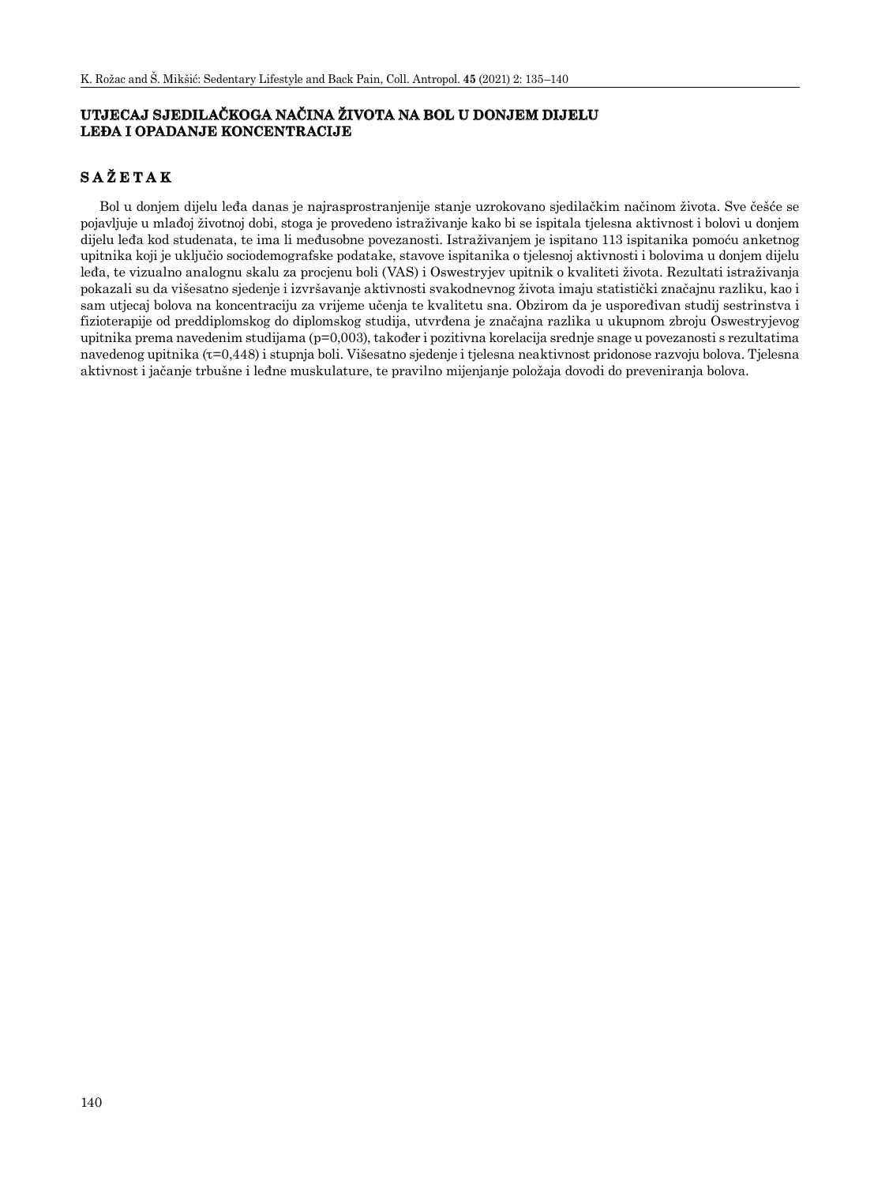## UTJECAJ SJEDILAČKOGA NAČINA ŽIVOTA NA BOL U DONJEM DIJELU LEĐA I OPADANJE KONCENTRACIJE

## S A Ž E T A K

Bol u donjem dijelu leđa danas je najrasprostranjenije stanje uzrokovano sjedilačkim načinom života. Sve češće se pojavljuje u mlađoj životnoj dobi, stoga je provedeno istraživanje kako bi se ispitala tjelesna aktivnost i bolovi u donjem dijelu leđa kod studenata, te ima li međusobne povezanosti. Istraživanjem je ispitano 113 ispitanika pomoću anketnog upitnika koji je uključio sociodemografske podatake, stavove ispitanika o tjelesnoj aktivnosti i bolovima u donjem dijelu leđa, te vizualno analognu skalu za procjenu boli (VAS) i Oswestryjev upitnik o kvaliteti života. Rezultati istraživanja pokazali su da višesatno sjedenje i izvršavanje aktivnosti svakodnevnog života imaju statistički značajnu razliku, kao i sam utjecaj bolova na koncentraciju za vrijeme učenja te kvalitetu sna. Obzirom da je uspoređivan studij sestrinstva i fizioterapije od preddiplomskog do diplomskog studija, utvrđena je značajna razlika u ukupnom zbroju Oswestryjevog upitnika prema navedenim studijama ($p=0,003$), također i pozitivna korelacija srednje snage u povezanosti s rezultatima navedenog upitnika ($\tau=0,448$) i stupnja boli. Višesatno sjedenje i tjelesna neaktivnost pridonose razvoju bolova. Tjelesna aktivnost i jačanje trbušne i leđne muskulature, te pravilno mijenjanje položaja dovodi do preveniranja bolova.